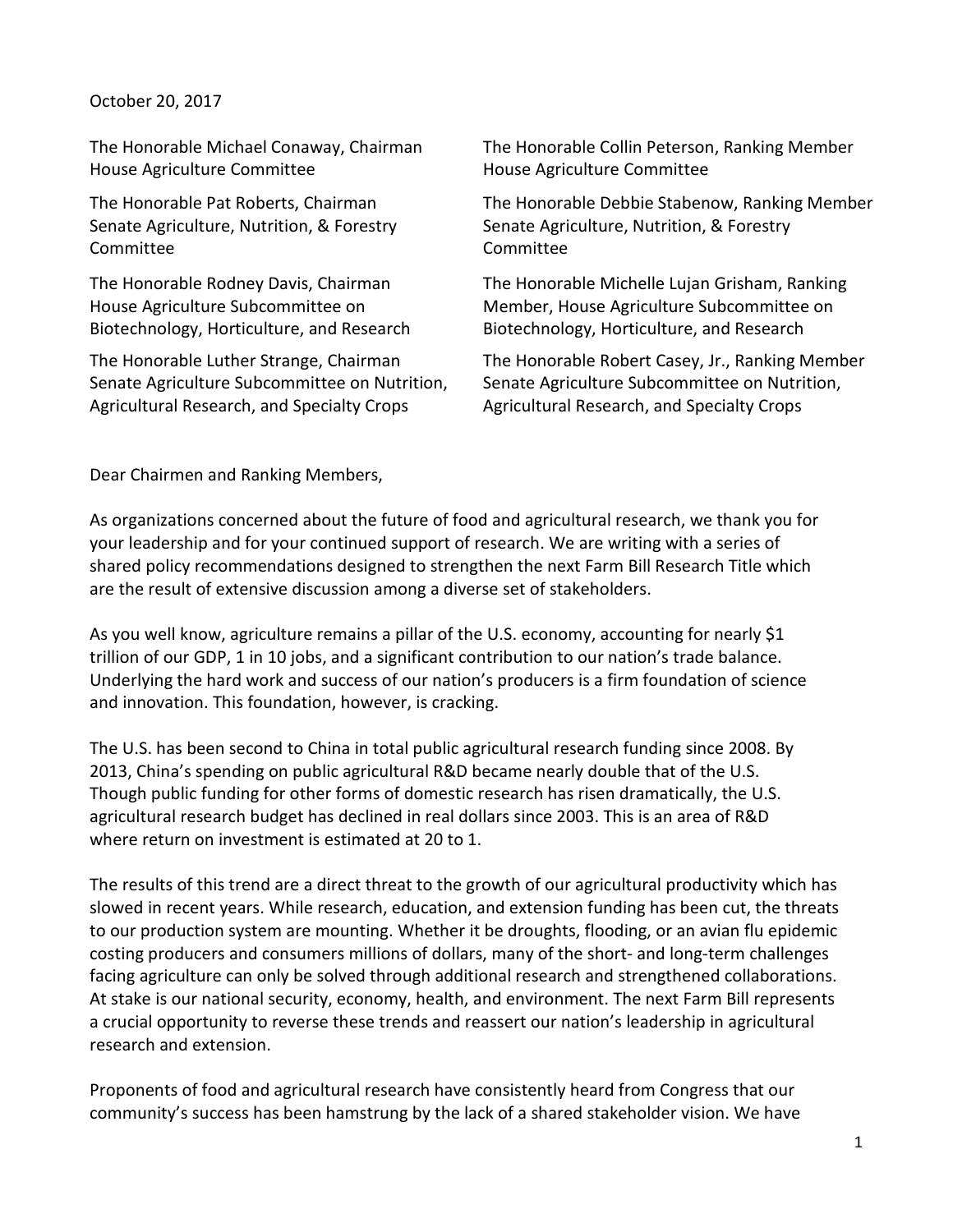October 20, 2017

The Honorable Michael Conaway, Chairman
House Agriculture Committee

The Honorable Collin Peterson, Ranking Member
House Agriculture Committee

The Honorable Pat Roberts, Chairman
Senate Agriculture, Nutrition, & Forestry Committee

The Honorable Debbie Stabenow, Ranking Member
Senate Agriculture, Nutrition, & Forestry Committee

The Honorable Rodney Davis, Chairman
House Agriculture Subcommittee on Biotechnology, Horticulture, and Research

The Honorable Michelle Lujan Grisham, Ranking Member, House Agriculture Subcommittee on Biotechnology, Horticulture, and Research

The Honorable Luther Strange, Chairman
Senate Agriculture Subcommittee on Nutrition, Agricultural Research, and Specialty Crops

The Honorable Robert Casey, Jr., Ranking Member
Senate Agriculture Subcommittee on Nutrition, Agricultural Research, and Specialty Crops

Dear Chairmen and Ranking Members,

As organizations concerned about the future of food and agricultural research, we thank you for your leadership and for your continued support of research. We are writing with a series of shared policy recommendations designed to strengthen the next Farm Bill Research Title which are the result of extensive discussion among a diverse set of stakeholders.

As you well know, agriculture remains a pillar of the U.S. economy, accounting for nearly $1 trillion of our GDP, 1 in 10 jobs, and a significant contribution to our nation's trade balance. Underlying the hard work and success of our nation's producers is a firm foundation of science and innovation. This foundation, however, is cracking.

The U.S. has been second to China in total public agricultural research funding since 2008. By 2013, China's spending on public agricultural R&D became nearly double that of the U.S. Though public funding for other forms of domestic research has risen dramatically, the U.S. agricultural research budget has declined in real dollars since 2003. This is an area of R&D where return on investment is estimated at 20 to 1.

The results of this trend are a direct threat to the growth of our agricultural productivity which has slowed in recent years. While research, education, and extension funding has been cut, the threats to our production system are mounting. Whether it be droughts, flooding, or an avian flu epidemic costing producers and consumers millions of dollars, many of the short- and long-term challenges facing agriculture can only be solved through additional research and strengthened collaborations. At stake is our national security, economy, health, and environment. The next Farm Bill represents a crucial opportunity to reverse these trends and reassert our nation's leadership in agricultural research and extension.

Proponents of food and agricultural research have consistently heard from Congress that our community's success has been hamstrung by the lack of a shared stakeholder vision. We have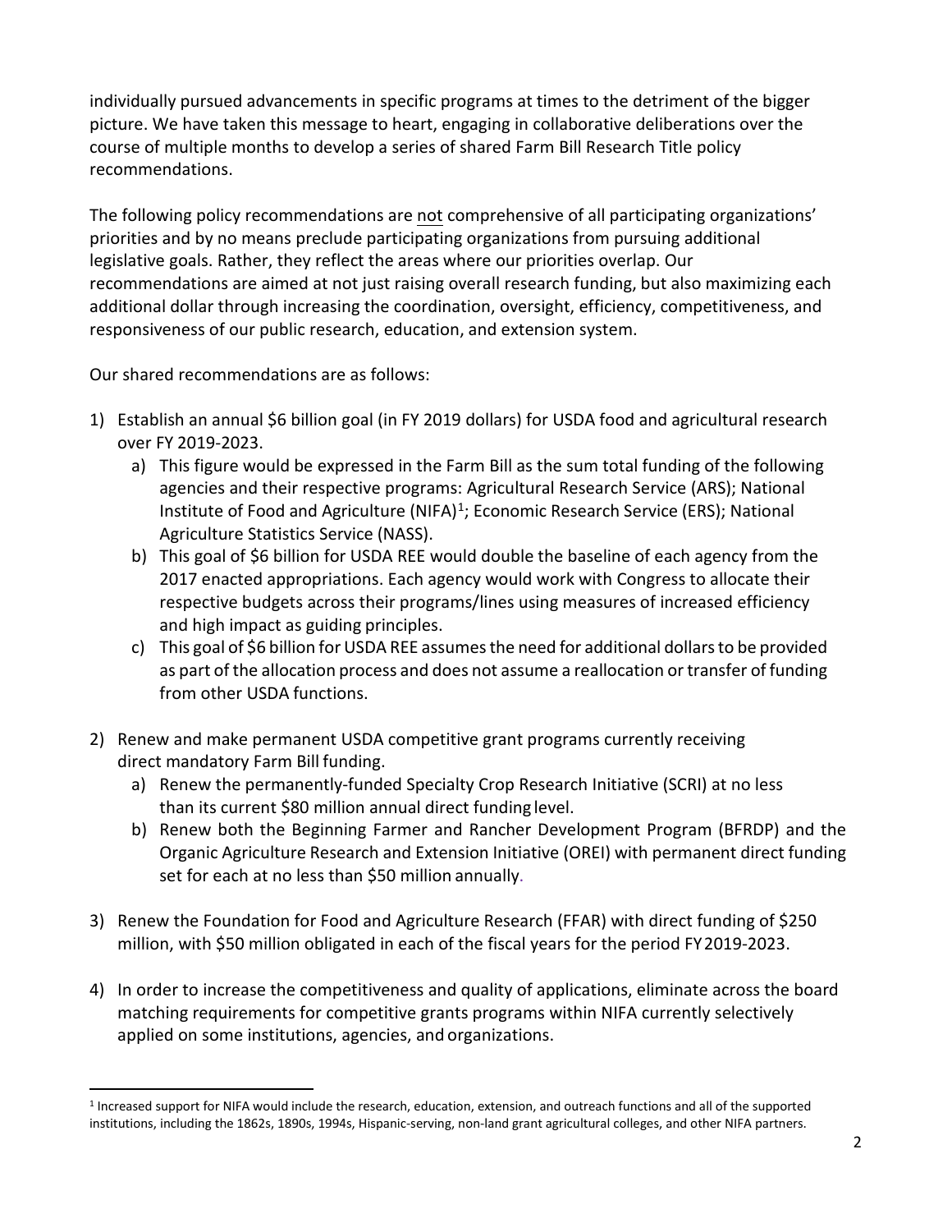individually pursued advancements in specific programs at times to the detriment of the bigger picture. We have taken this message to heart, engaging in collaborative deliberations over the course of multiple months to develop a series of shared Farm Bill Research Title policy recommendations.

The following policy recommendations are not comprehensive of all participating organizations' priorities and by no means preclude participating organizations from pursuing additional legislative goals. Rather, they reflect the areas where our priorities overlap. Our recommendations are aimed at not just raising overall research funding, but also maximizing each additional dollar through increasing the coordination, oversight, efficiency, competitiveness, and responsiveness of our public research, education, and extension system.

Our shared recommendations are as follows:

1) Establish an annual $6 billion goal (in FY 2019 dollars) for USDA food and agricultural research over FY 2019-2023.
   a) This figure would be expressed in the Farm Bill as the sum total funding of the following agencies and their respective programs: Agricultural Research Service (ARS); National Institute of Food and Agriculture (NIFA)[1]; Economic Research Service (ERS); National Agriculture Statistics Service (NASS).
   b) This goal of $6 billion for USDA REE would double the baseline of each agency from the 2017 enacted appropriations. Each agency would work with Congress to allocate their respective budgets across their programs/lines using measures of increased efficiency and high impact as guiding principles.
   c) This goal of $6 billion for USDA REE assumes the need for additional dollars to be provided as part of the allocation process and does not assume a reallocation or transfer of funding from other USDA functions.

2) Renew and make permanent USDA competitive grant programs currently receiving direct mandatory Farm Bill funding.
   a) Renew the permanently-funded Specialty Crop Research Initiative (SCRI) at no less than its current $80 million annual direct funding level.
   b) Renew both the Beginning Farmer and Rancher Development Program (BFRDP) and the Organic Agriculture Research and Extension Initiative (OREI) with permanent direct funding set for each at no less than $50 million annually.

3) Renew the Foundation for Food and Agriculture Research (FFAR) with direct funding of $250 million, with $50 million obligated in each of the fiscal years for the period FY 2019-2023.

4) In order to increase the competitiveness and quality of applications, eliminate across the board matching requirements for competitive grants programs within NIFA currently selectively applied on some institutions, agencies, and organizations.

[1] Increased support for NIFA would include the research, education, extension, and outreach functions and all of the supported institutions, including the 1862s, 1890s, 1994s, Hispanic-serving, non-land grant agricultural colleges, and other NIFA partners.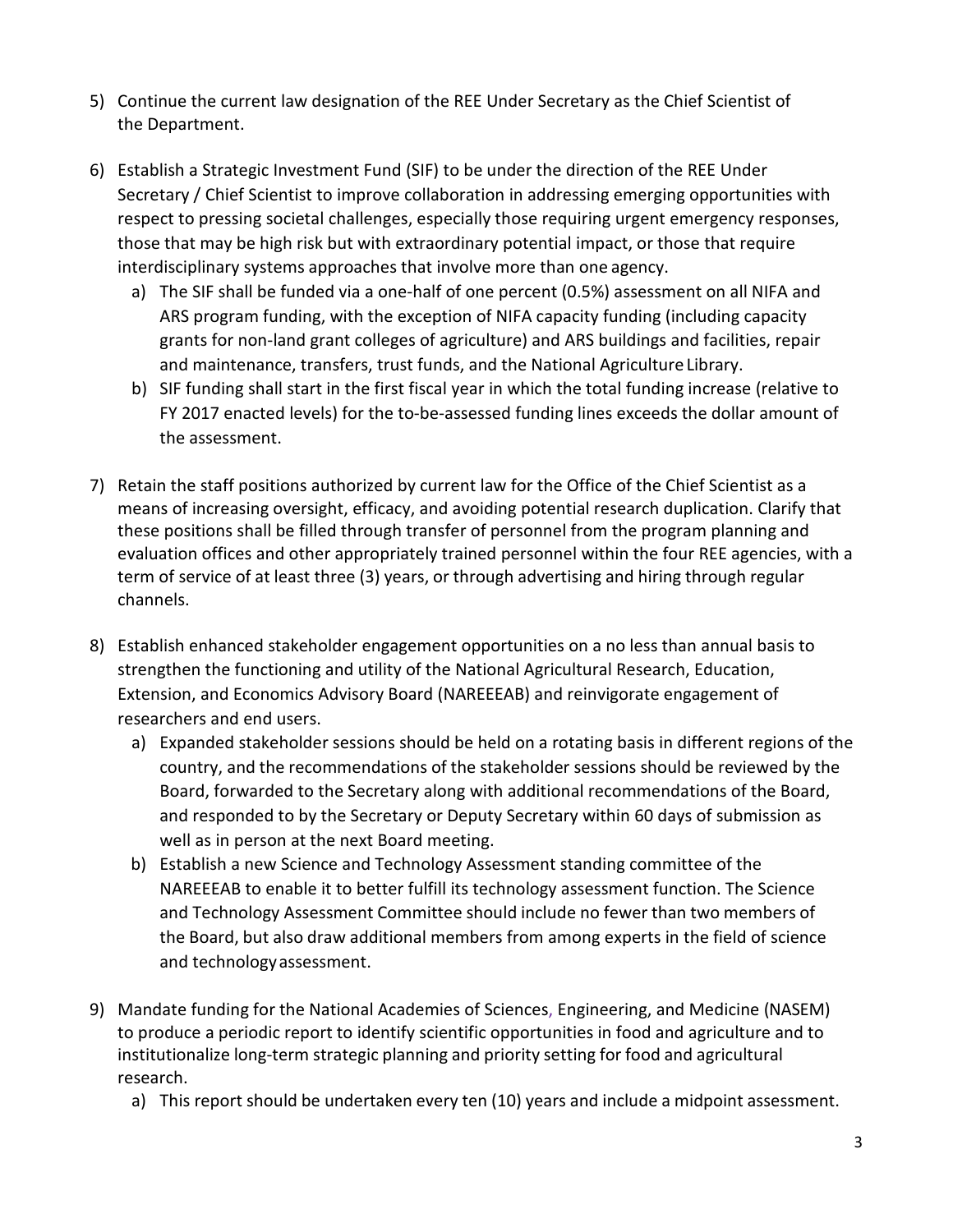5) Continue the current law designation of the REE Under Secretary as the Chief Scientist of the Department.

6) Establish a Strategic Investment Fund (SIF) to be under the direction of the REE Under Secretary / Chief Scientist to improve collaboration in addressing emerging opportunities with respect to pressing societal challenges, especially those requiring urgent emergency responses, those that may be high risk but with extraordinary potential impact, or those that require interdisciplinary systems approaches that involve more than one agency.
   a) The SIF shall be funded via a one-half of one percent (0.5%) assessment on all NIFA and ARS program funding, with the exception of NIFA capacity funding (including capacity grants for non-land grant colleges of agriculture) and ARS buildings and facilities, repair and maintenance, transfers, trust funds, and the National Agriculture Library.
   b) SIF funding shall start in the first fiscal year in which the total funding increase (relative to FY 2017 enacted levels) for the to-be-assessed funding lines exceeds the dollar amount of the assessment.

7) Retain the staff positions authorized by current law for the Office of the Chief Scientist as a means of increasing oversight, efficacy, and avoiding potential research duplication. Clarify that these positions shall be filled through transfer of personnel from the program planning and evaluation offices and other appropriately trained personnel within the four REE agencies, with a term of service of at least three (3) years, or through advertising and hiring through regular channels.

8) Establish enhanced stakeholder engagement opportunities on a no less than annual basis to strengthen the functioning and utility of the National Agricultural Research, Education, Extension, and Economics Advisory Board (NAREEEAB) and reinvigorate engagement of researchers and end users.
   a) Expanded stakeholder sessions should be held on a rotating basis in different regions of the country, and the recommendations of the stakeholder sessions should be reviewed by the Board, forwarded to the Secretary along with additional recommendations of the Board, and responded to by the Secretary or Deputy Secretary within 60 days of submission as well as in person at the next Board meeting.
   b) Establish a new Science and Technology Assessment standing committee of the NAREEEAB to enable it to better fulfill its technology assessment function. The Science and Technology Assessment Committee should include no fewer than two members of the Board, but also draw additional members from among experts in the field of science and technology assessment.

9) Mandate funding for the National Academies of Sciences, Engineering, and Medicine (NASEM) to produce a periodic report to identify scientific opportunities in food and agriculture and to institutionalize long-term strategic planning and priority setting for food and agricultural research.
   a) This report should be undertaken every ten (10) years and include a midpoint assessment.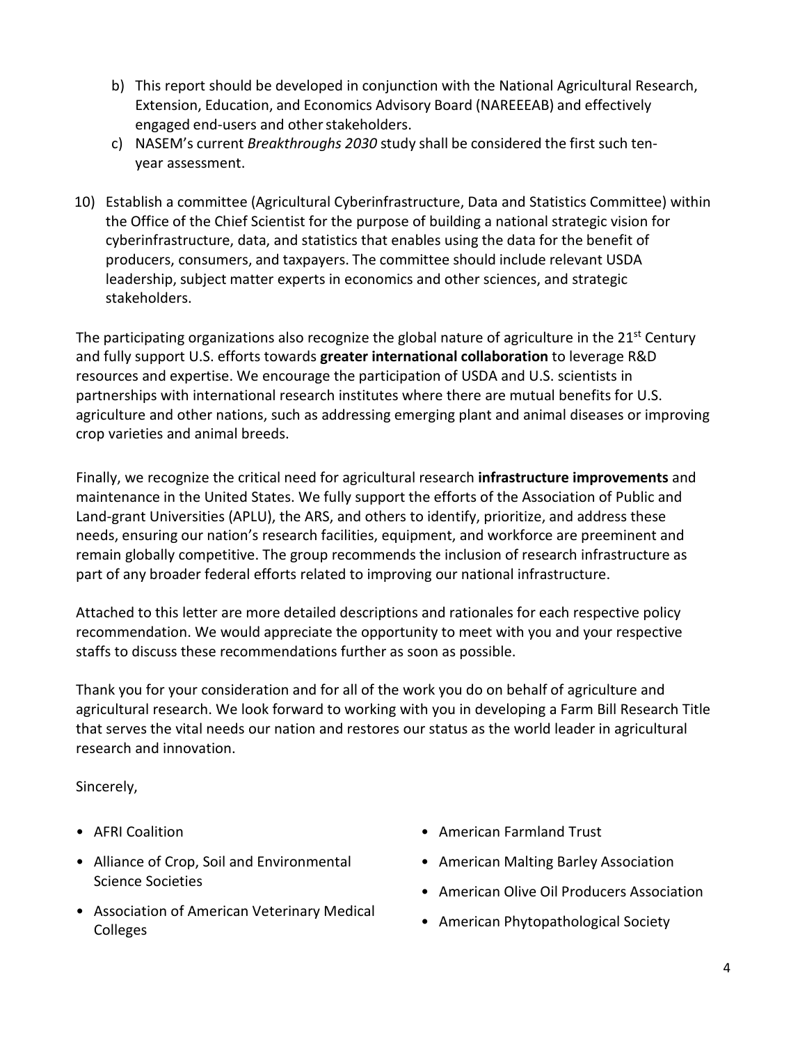b) This report should be developed in conjunction with the National Agricultural Research, Extension, Education, and Economics Advisory Board (NAREEEAB) and effectively engaged end-users and other stakeholders.
   c) NASEM's current *Breakthroughs 2030* study shall be considered the first such ten-year assessment.

10) Establish a committee (Agricultural Cyberinfrastructure, Data and Statistics Committee) within the Office of the Chief Scientist for the purpose of building a national strategic vision for cyberinfrastructure, data, and statistics that enables using the data for the benefit of producers, consumers, and taxpayers. The committee should include relevant USDA leadership, subject matter experts in economics and other sciences, and strategic stakeholders.

The participating organizations also recognize the global nature of agriculture in the 21st Century and fully support U.S. efforts towards **greater international collaboration** to leverage R&D resources and expertise. We encourage the participation of USDA and U.S. scientists in partnerships with international research institutes where there are mutual benefits for U.S. agriculture and other nations, such as addressing emerging plant and animal diseases or improving crop varieties and animal breeds.

Finally, we recognize the critical need for agricultural research **infrastructure improvements** and maintenance in the United States. We fully support the efforts of the Association of Public and Land-grant Universities (APLU), the ARS, and others to identify, prioritize, and address these needs, ensuring our nation's research facilities, equipment, and workforce are preeminent and remain globally competitive. The group recommends the inclusion of research infrastructure as part of any broader federal efforts related to improving our national infrastructure.

Attached to this letter are more detailed descriptions and rationales for each respective policy recommendation. We would appreciate the opportunity to meet with you and your respective staffs to discuss these recommendations further as soon as possible.

Thank you for your consideration and for all of the work you do on behalf of agriculture and agricultural research. We look forward to working with you in developing a Farm Bill Research Title that serves the vital needs our nation and restores our status as the world leader in agricultural research and innovation.

Sincerely,

- AFRI Coalition
- Alliance of Crop, Soil and Environmental Science Societies
- Association of American Veterinary Medical Colleges
- American Farmland Trust
- American Malting Barley Association
- American Olive Oil Producers Association
- American Phytopathological Society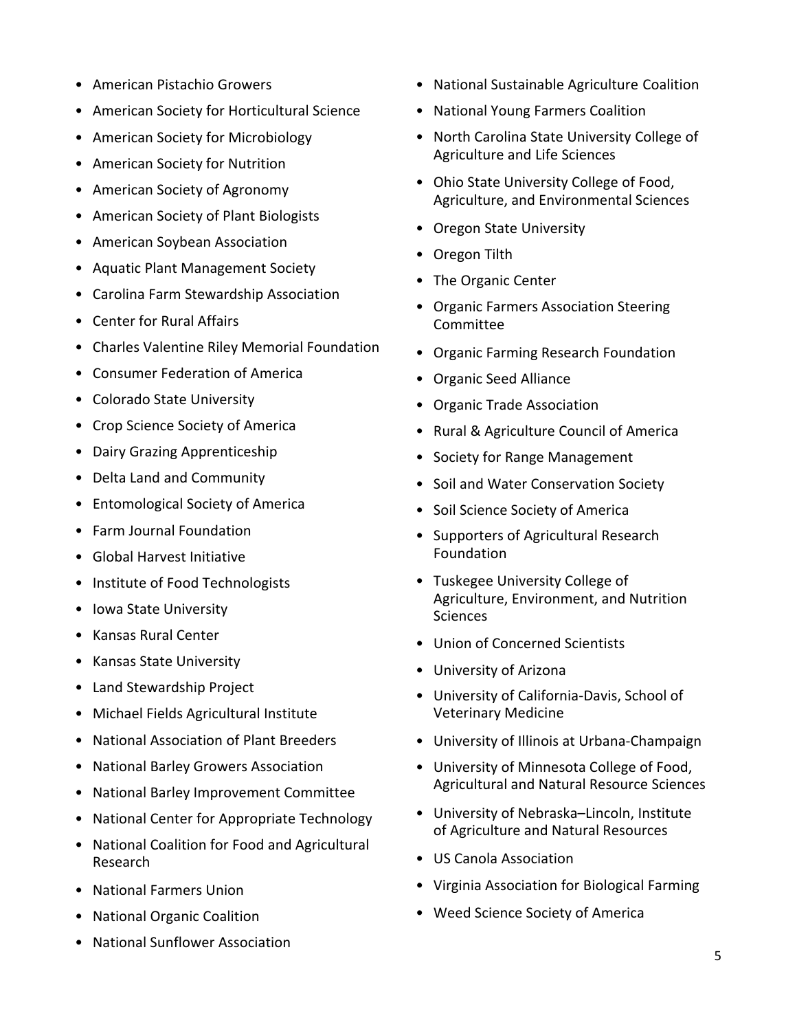- American Pistachio Growers
- American Society for Horticultural Science
- American Society for Microbiology
- American Society for Nutrition
- American Society of Agronomy
- American Society of Plant Biologists
- American Soybean Association
- Aquatic Plant Management Society
- Carolina Farm Stewardship Association
- Center for Rural Affairs
- Charles Valentine Riley Memorial Foundation
- Consumer Federation of America
- Colorado State University
- Crop Science Society of America
- Dairy Grazing Apprenticeship
- Delta Land and Community
- Entomological Society of America
- Farm Journal Foundation
- Global Harvest Initiative
- Institute of Food Technologists
- Iowa State University
- Kansas Rural Center
- Kansas State University
- Land Stewardship Project
- Michael Fields Agricultural Institute
- National Association of Plant Breeders
- National Barley Growers Association
- National Barley Improvement Committee
- National Center for Appropriate Technology
- National Coalition for Food and Agricultural Research
- National Farmers Union
- National Organic Coalition
- National Sunflower Association
- National Sustainable Agriculture Coalition
- National Young Farmers Coalition
- North Carolina State University College of Agriculture and Life Sciences
- Ohio State University College of Food, Agriculture, and Environmental Sciences
- Oregon State University
- Oregon Tilth
- The Organic Center
- Organic Farmers Association Steering Committee
- Organic Farming Research Foundation
- Organic Seed Alliance
- Organic Trade Association
- Rural & Agriculture Council of America
- Society for Range Management
- Soil and Water Conservation Society
- Soil Science Society of America
- Supporters of Agricultural Research Foundation
- Tuskegee University College of Agriculture, Environment, and Nutrition Sciences
- Union of Concerned Scientists
- University of Arizona
- University of California-Davis, School of Veterinary Medicine
- University of Illinois at Urbana-Champaign
- University of Minnesota College of Food, Agricultural and Natural Resource Sciences
- University of Nebraska–Lincoln, Institute of Agriculture and Natural Resources
- US Canola Association
- Virginia Association for Biological Farming
- Weed Science Society of America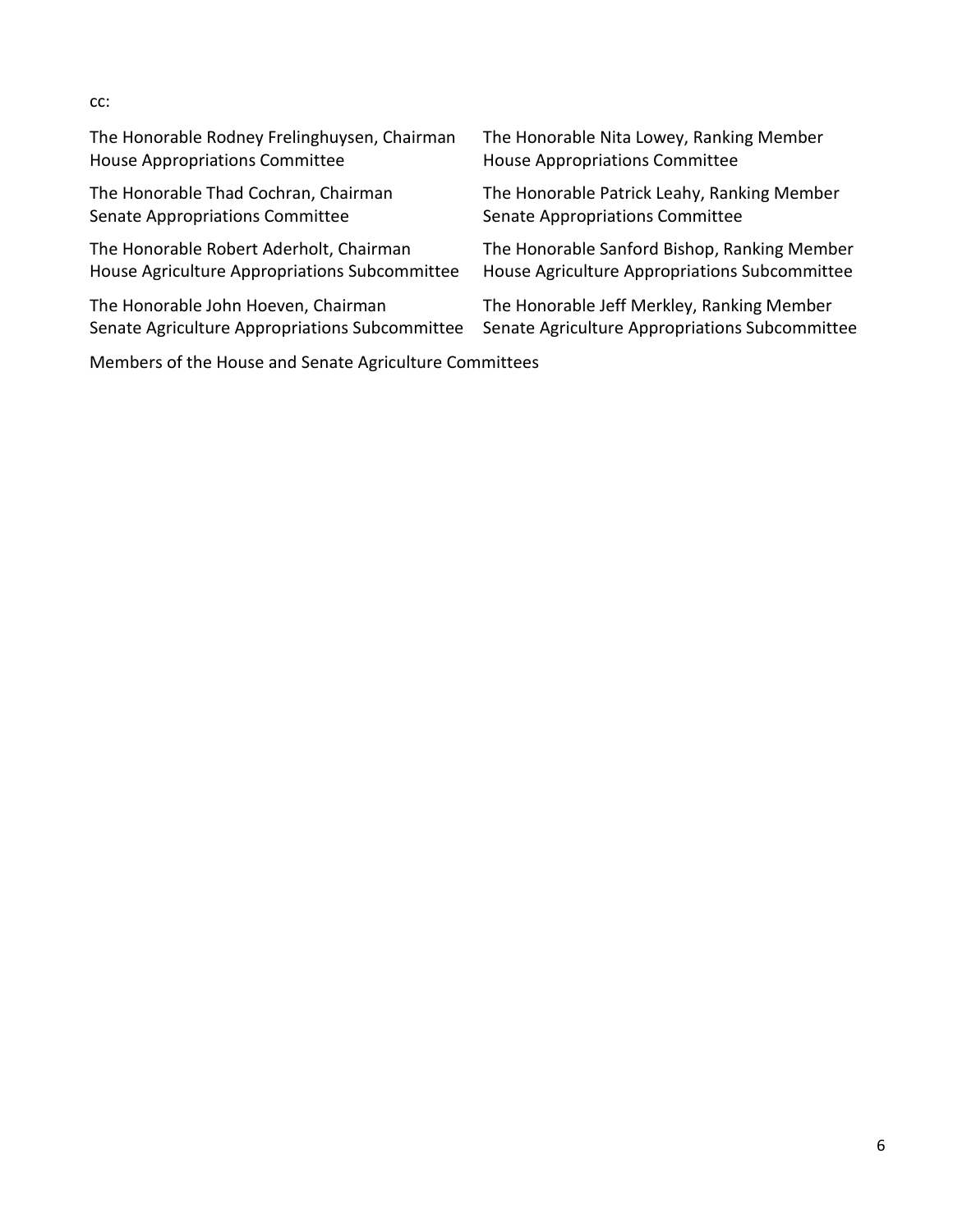cc:

The Honorable Rodney Frelinghuysen, Chairman
House Appropriations Committee

The Honorable Nita Lowey, Ranking Member
House Appropriations Committee

The Honorable Thad Cochran, Chairman
Senate Appropriations Committee

The Honorable Patrick Leahy, Ranking Member
Senate Appropriations Committee

The Honorable Robert Aderholt, Chairman
House Agriculture Appropriations Subcommittee

The Honorable Sanford Bishop, Ranking Member
House Agriculture Appropriations Subcommittee

The Honorable John Hoeven, Chairman
Senate Agriculture Appropriations Subcommittee

The Honorable Jeff Merkley, Ranking Member
Senate Agriculture Appropriations Subcommittee

Members of the House and Senate Agriculture Committees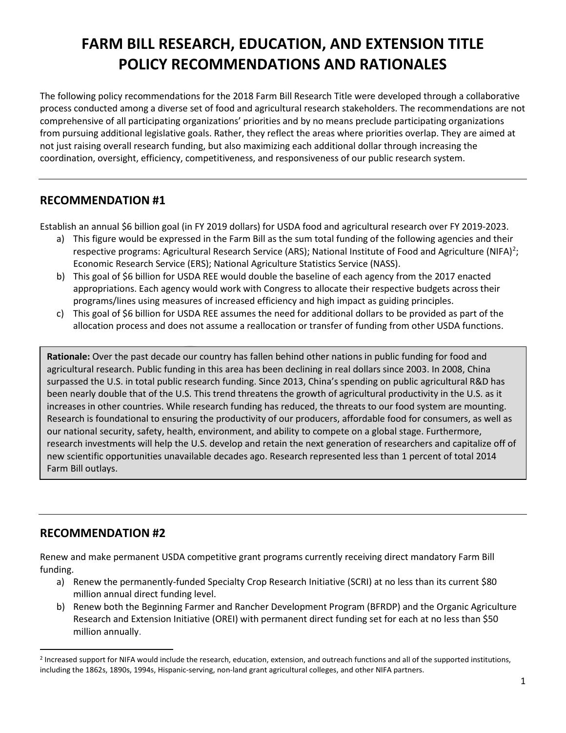# FARM BILL RESEARCH, EDUCATION, AND EXTENSION TITLE POLICY RECOMMENDATIONS AND RATIONALES

The following policy recommendations for the 2018 Farm Bill Research Title were developed through a collaborative process conducted among a diverse set of food and agricultural research stakeholders. The recommendations are not comprehensive of all participating organizations' priorities and by no means preclude participating organizations from pursuing additional legislative goals. Rather, they reflect the areas where priorities overlap. They are aimed at not just raising overall research funding, but also maximizing each additional dollar through increasing the coordination, oversight, efficiency, competitiveness, and responsiveness of our public research system.

---

## RECOMMENDATION #1

Establish an annual $6 billion goal (in FY 2019 dollars) for USDA food and agricultural research over FY 2019-2023.

a) This figure would be expressed in the Farm Bill as the sum total funding of the following agencies and their respective programs: Agricultural Research Service (ARS); National Institute of Food and Agriculture (NIFA)[2]; Economic Research Service (ERS); National Agriculture Statistics Service (NASS).
b) This goal of $6 billion for USDA REE would double the baseline of each agency from the 2017 enacted appropriations. Each agency would work with Congress to allocate their respective budgets across their programs/lines using measures of increased efficiency and high impact as guiding principles.
c) This goal of $6 billion for USDA REE assumes the need for additional dollars to be provided as part of the allocation process and does not assume a reallocation or transfer of funding from other USDA functions.

> **Rationale:** Over the past decade our country has fallen behind other nations in public funding for food and agricultural research. Public funding in this area has been declining in real dollars since 2003. In 2008, China surpassed the U.S. in total public research funding. Since 2013, China's spending on public agricultural R&D has been nearly double that of the U.S. This trend threatens the growth of agricultural productivity in the U.S. as it increases in other countries. While research funding has reduced, the threats to our food system are mounting. Research is foundational to ensuring the productivity of our producers, affordable food for consumers, as well as our national security, safety, health, environment, and ability to compete on a global stage. Furthermore, research investments will help the U.S. develop and retain the next generation of researchers and capitalize off of new scientific opportunities unavailable decades ago. Research represented less than 1 percent of total 2014 Farm Bill outlays.

---

## RECOMMENDATION #2

Renew and make permanent USDA competitive grant programs currently receiving direct mandatory Farm Bill funding.

a) Renew the permanently-funded Specialty Crop Research Initiative (SCRI) at no less than its current $80 million annual direct funding level.
b) Renew both the Beginning Farmer and Rancher Development Program (BFRDP) and the Organic Agriculture Research and Extension Initiative (OREI) with permanent direct funding set for each at no less than $50 million annually.

---

[2] Increased support for NIFA would include the research, education, extension, and outreach functions and all of the supported institutions, including the 1862s, 1890s, 1994s, Hispanic-serving, non-land grant agricultural colleges, and other NIFA partners.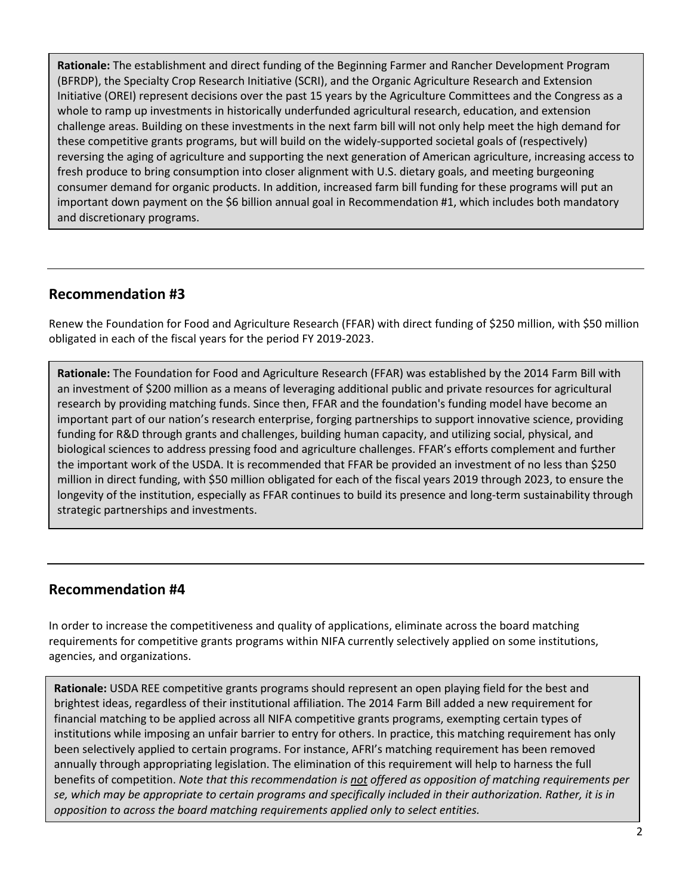**Rationale:** The establishment and direct funding of the Beginning Farmer and Rancher Development Program (BFRDP), the Specialty Crop Research Initiative (SCRI), and the Organic Agriculture Research and Extension Initiative (OREI) represent decisions over the past 15 years by the Agriculture Committees and the Congress as a whole to ramp up investments in historically underfunded agricultural research, education, and extension challenge areas. Building on these investments in the next farm bill will not only help meet the high demand for these competitive grants programs, but will build on the widely-supported societal goals of (respectively) reversing the aging of agriculture and supporting the next generation of American agriculture, increasing access to fresh produce to bring consumption into closer alignment with U.S. dietary goals, and meeting burgeoning consumer demand for organic products. In addition, increased farm bill funding for these programs will put an important down payment on the $6 billion annual goal in Recommendation #1, which includes both mandatory and discretionary programs.

---

## Recommendation #3

Renew the Foundation for Food and Agriculture Research (FFAR) with direct funding of $250 million, with $50 million obligated in each of the fiscal years for the period FY 2019-2023.

**Rationale:** The Foundation for Food and Agriculture Research (FFAR) was established by the 2014 Farm Bill with an investment of $200 million as a means of leveraging additional public and private resources for agricultural research by providing matching funds. Since then, FFAR and the foundation's funding model have become an important part of our nation's research enterprise, forging partnerships to support innovative science, providing funding for R&D through grants and challenges, building human capacity, and utilizing social, physical, and biological sciences to address pressing food and agriculture challenges. FFAR's efforts complement and further the important work of the USDA. It is recommended that FFAR be provided an investment of no less than $250 million in direct funding, with $50 million obligated for each of the fiscal years 2019 through 2023, to ensure the longevity of the institution, especially as FFAR continues to build its presence and long-term sustainability through strategic partnerships and investments.

---

## Recommendation #4

In order to increase the competitiveness and quality of applications, eliminate across the board matching requirements for competitive grants programs within NIFA currently selectively applied on some institutions, agencies, and organizations.

**Rationale:** USDA REE competitive grants programs should represent an open playing field for the best and brightest ideas, regardless of their institutional affiliation. The 2014 Farm Bill added a new requirement for financial matching to be applied across all NIFA competitive grants programs, exempting certain types of institutions while imposing an unfair barrier to entry for others. In practice, this matching requirement has only been selectively applied to certain programs. For instance, AFRI's matching requirement has been removed annually through appropriating legislation. The elimination of this requirement will help to harness the full benefits of competition. *Note that this recommendation is <u>not</u> offered as opposition of matching requirements per se, which may be appropriate to certain programs and specifically included in their authorization. Rather, it is in opposition to across the board matching requirements applied only to select entities.*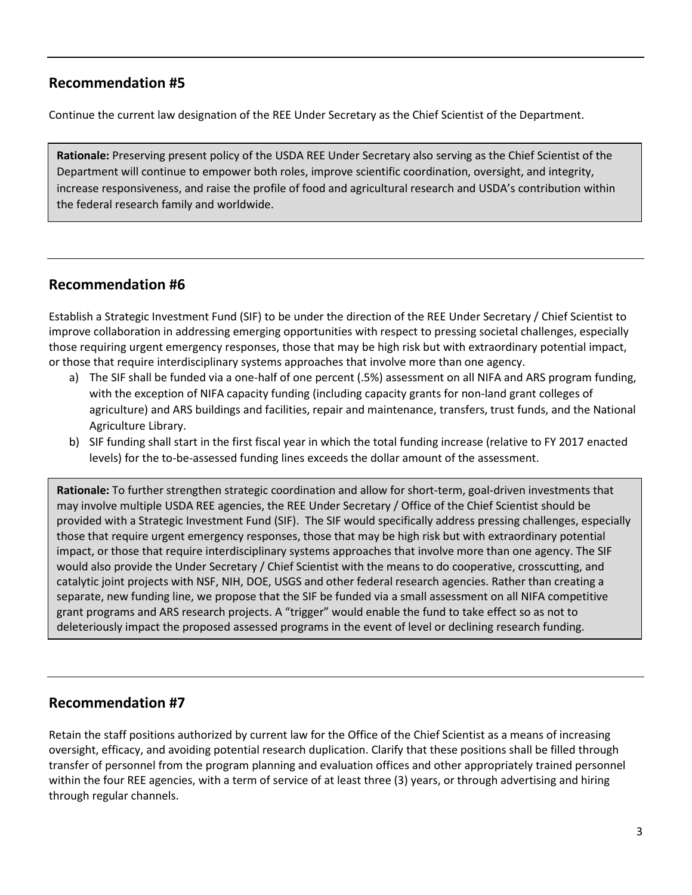## Recommendation #5

Continue the current law designation of the REE Under Secretary as the Chief Scientist of the Department.

**Rationale:** Preserving present policy of the USDA REE Under Secretary also serving as the Chief Scientist of the Department will continue to empower both roles, improve scientific coordination, oversight, and integrity, increase responsiveness, and raise the profile of food and agricultural research and USDA's contribution within the federal research family and worldwide.

## Recommendation #6

Establish a Strategic Investment Fund (SIF) to be under the direction of the REE Under Secretary / Chief Scientist to improve collaboration in addressing emerging opportunities with respect to pressing societal challenges, especially those requiring urgent emergency responses, those that may be high risk but with extraordinary potential impact, or those that require interdisciplinary systems approaches that involve more than one agency.

a) The SIF shall be funded via a one-half of one percent (.5%) assessment on all NIFA and ARS program funding, with the exception of NIFA capacity funding (including capacity grants for non-land grant colleges of agriculture) and ARS buildings and facilities, repair and maintenance, transfers, trust funds, and the National Agriculture Library.
b) SIF funding shall start in the first fiscal year in which the total funding increase (relative to FY 2017 enacted levels) for the to-be-assessed funding lines exceeds the dollar amount of the assessment.

**Rationale:** To further strengthen strategic coordination and allow for short-term, goal-driven investments that may involve multiple USDA REE agencies, the REE Under Secretary / Office of the Chief Scientist should be provided with a Strategic Investment Fund (SIF). The SIF would specifically address pressing challenges, especially those that require urgent emergency responses, those that may be high risk but with extraordinary potential impact, or those that require interdisciplinary systems approaches that involve more than one agency. The SIF would also provide the Under Secretary / Chief Scientist with the means to do cooperative, crosscutting, and catalytic joint projects with NSF, NIH, DOE, USGS and other federal research agencies. Rather than creating a separate, new funding line, we propose that the SIF be funded via a small assessment on all NIFA competitive grant programs and ARS research projects. A "trigger" would enable the fund to take effect so as not to deleteriously impact the proposed assessed programs in the event of level or declining research funding.

## Recommendation #7

Retain the staff positions authorized by current law for the Office of the Chief Scientist as a means of increasing oversight, efficacy, and avoiding potential research duplication. Clarify that these positions shall be filled through transfer of personnel from the program planning and evaluation offices and other appropriately trained personnel within the four REE agencies, with a term of service of at least three (3) years, or through advertising and hiring through regular channels.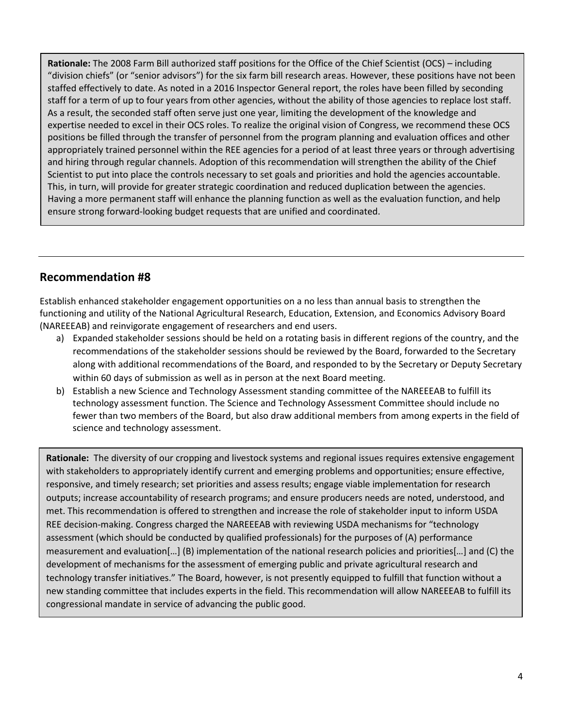**Rationale:** The 2008 Farm Bill authorized staff positions for the Office of the Chief Scientist (OCS) – including "division chiefs" (or "senior advisors") for the six farm bill research areas. However, these positions have not been staffed effectively to date. As noted in a 2016 Inspector General report, the roles have been filled by seconding staff for a term of up to four years from other agencies, without the ability of those agencies to replace lost staff. As a result, the seconded staff often serve just one year, limiting the development of the knowledge and expertise needed to excel in their OCS roles. To realize the original vision of Congress, we recommend these OCS positions be filled through the transfer of personnel from the program planning and evaluation offices and other appropriately trained personnel within the REE agencies for a period of at least three years or through advertising and hiring through regular channels. Adoption of this recommendation will strengthen the ability of the Chief Scientist to put into place the controls necessary to set goals and priorities and hold the agencies accountable. This, in turn, will provide for greater strategic coordination and reduced duplication between the agencies. Having a more permanent staff will enhance the planning function as well as the evaluation function, and help ensure strong forward-looking budget requests that are unified and coordinated.

---

## Recommendation #8

Establish enhanced stakeholder engagement opportunities on a no less than annual basis to strengthen the functioning and utility of the National Agricultural Research, Education, Extension, and Economics Advisory Board (NAREEEAB) and reinvigorate engagement of researchers and end users.

a) Expanded stakeholder sessions should be held on a rotating basis in different regions of the country, and the recommendations of the stakeholder sessions should be reviewed by the Board, forwarded to the Secretary along with additional recommendations of the Board, and responded to by the Secretary or Deputy Secretary within 60 days of submission as well as in person at the next Board meeting.

b) Establish a new Science and Technology Assessment standing committee of the NAREEEAB to fulfill its technology assessment function. The Science and Technology Assessment Committee should include no fewer than two members of the Board, but also draw additional members from among experts in the field of science and technology assessment.

**Rationale:** The diversity of our cropping and livestock systems and regional issues requires extensive engagement with stakeholders to appropriately identify current and emerging problems and opportunities; ensure effective, responsive, and timely research; set priorities and assess results; engage viable implementation for research outputs; increase accountability of research programs; and ensure producers needs are noted, understood, and met. This recommendation is offered to strengthen and increase the role of stakeholder input to inform USDA REE decision-making. Congress charged the NAREEEAB with reviewing USDA mechanisms for "technology assessment (which should be conducted by qualified professionals) for the purposes of (A) performance measurement and evaluation[…] (B) implementation of the national research policies and priorities[…] and (C) the development of mechanisms for the assessment of emerging public and private agricultural research and technology transfer initiatives." The Board, however, is not presently equipped to fulfill that function without a new standing committee that includes experts in the field. This recommendation will allow NAREEEAB to fulfill its congressional mandate in service of advancing the public good.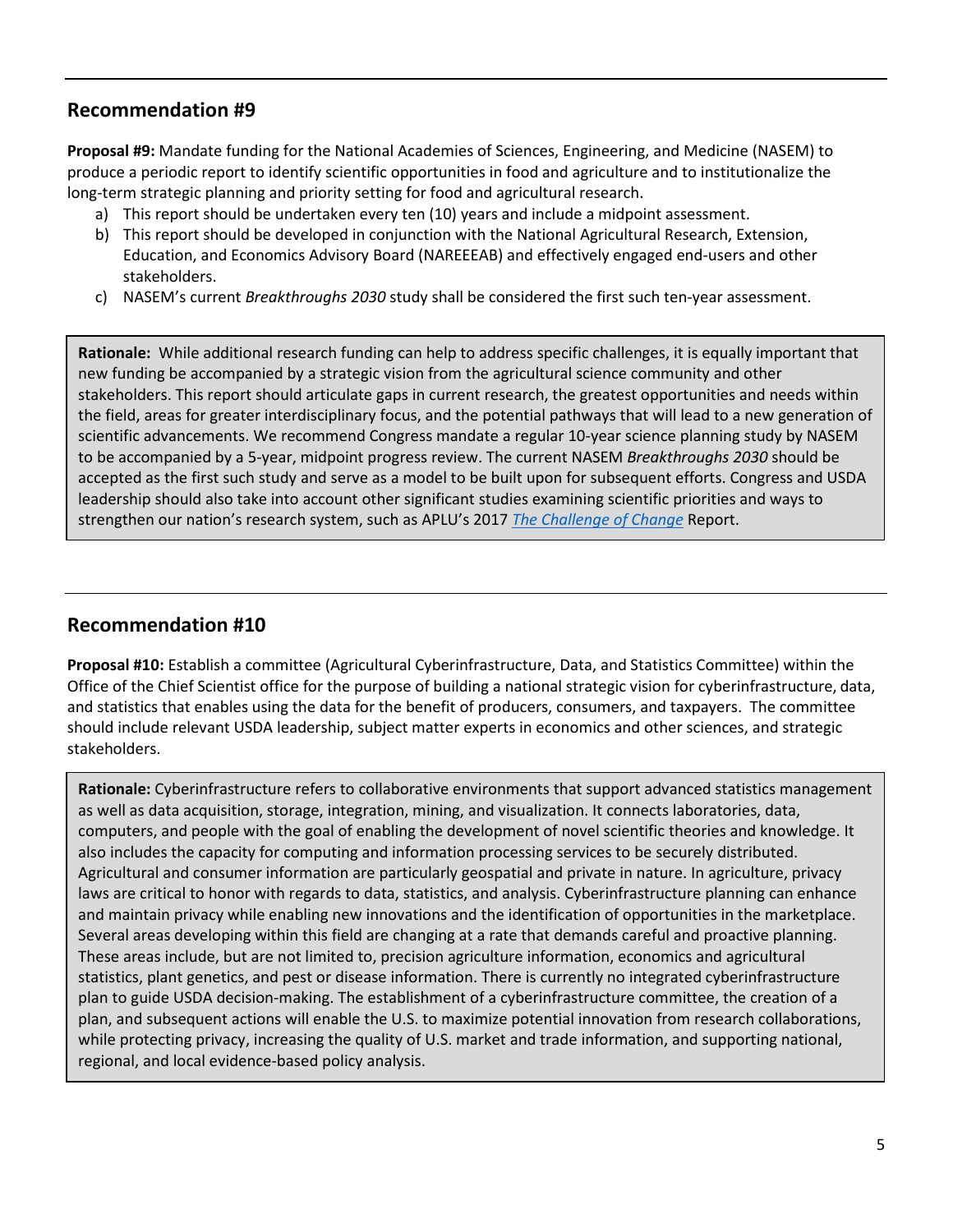## Recommendation #9

**Proposal #9:** Mandate funding for the National Academies of Sciences, Engineering, and Medicine (NASEM) to produce a periodic report to identify scientific opportunities in food and agriculture and to institutionalize the long-term strategic planning and priority setting for food and agricultural research.

a) This report should be undertaken every ten (10) years and include a midpoint assessment.
b) This report should be developed in conjunction with the National Agricultural Research, Extension, Education, and Economics Advisory Board (NAREEEAB) and effectively engaged end-users and other stakeholders.
c) NASEM's current *Breakthroughs 2030* study shall be considered the first such ten-year assessment.

**Rationale:** While additional research funding can help to address specific challenges, it is equally important that new funding be accompanied by a strategic vision from the agricultural science community and other stakeholders. This report should articulate gaps in current research, the greatest opportunities and needs within the field, areas for greater interdisciplinary focus, and the potential pathways that will lead to a new generation of scientific advancements. We recommend Congress mandate a regular 10-year science planning study by NASEM to be accompanied by a 5-year, midpoint progress review. The current NASEM *Breakthroughs 2030* should be accepted as the first such study and serve as a model to be built upon for subsequent efforts. Congress and USDA leadership should also take into account other significant studies examining scientific priorities and ways to strengthen our nation's research system, such as APLU's 2017 *The Challenge of Change* Report.

## Recommendation #10

**Proposal #10:** Establish a committee (Agricultural Cyberinfrastructure, Data, and Statistics Committee) within the Office of the Chief Scientist office for the purpose of building a national strategic vision for cyberinfrastructure, data, and statistics that enables using the data for the benefit of producers, consumers, and taxpayers. The committee should include relevant USDA leadership, subject matter experts in economics and other sciences, and strategic stakeholders.

**Rationale:** Cyberinfrastructure refers to collaborative environments that support advanced statistics management as well as data acquisition, storage, integration, mining, and visualization. It connects laboratories, data, computers, and people with the goal of enabling the development of novel scientific theories and knowledge. It also includes the capacity for computing and information processing services to be securely distributed. Agricultural and consumer information are particularly geospatial and private in nature. In agriculture, privacy laws are critical to honor with regards to data, statistics, and analysis. Cyberinfrastructure planning can enhance and maintain privacy while enabling new innovations and the identification of opportunities in the marketplace. Several areas developing within this field are changing at a rate that demands careful and proactive planning. These areas include, but are not limited to, precision agriculture information, economics and agricultural statistics, plant genetics, and pest or disease information. There is currently no integrated cyberinfrastructure plan to guide USDA decision-making. The establishment of a cyberinfrastructure committee, the creation of a plan, and subsequent actions will enable the U.S. to maximize potential innovation from research collaborations, while protecting privacy, increasing the quality of U.S. market and trade information, and supporting national, regional, and local evidence-based policy analysis.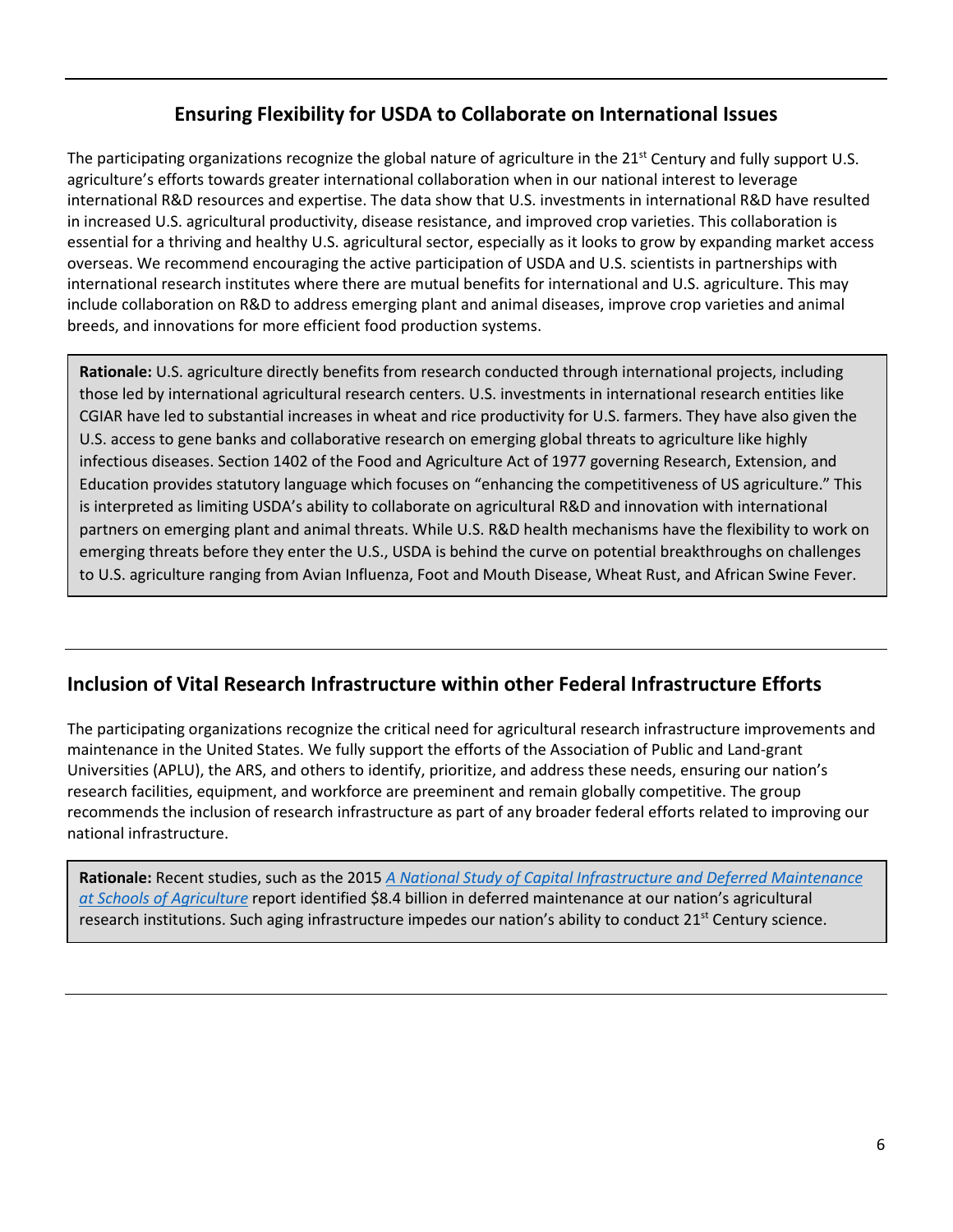## Ensuring Flexibility for USDA to Collaborate on International Issues

The participating organizations recognize the global nature of agriculture in the 21st Century and fully support U.S. agriculture's efforts towards greater international collaboration when in our national interest to leverage international R&D resources and expertise. The data show that U.S. investments in international R&D have resulted in increased U.S. agricultural productivity, disease resistance, and improved crop varieties. This collaboration is essential for a thriving and healthy U.S. agricultural sector, especially as it looks to grow by expanding market access overseas. We recommend encouraging the active participation of USDA and U.S. scientists in partnerships with international research institutes where there are mutual benefits for international and U.S. agriculture. This may include collaboration on R&D to address emerging plant and animal diseases, improve crop varieties and animal breeds, and innovations for more efficient food production systems.

**Rationale:** U.S. agriculture directly benefits from research conducted through international projects, including those led by international agricultural research centers. U.S. investments in international research entities like CGIAR have led to substantial increases in wheat and rice productivity for U.S. farmers. They have also given the U.S. access to gene banks and collaborative research on emerging global threats to agriculture like highly infectious diseases. Section 1402 of the Food and Agriculture Act of 1977 governing Research, Extension, and Education provides statutory language which focuses on "enhancing the competitiveness of US agriculture." This is interpreted as limiting USDA's ability to collaborate on agricultural R&D and innovation with international partners on emerging plant and animal threats. While U.S. R&D health mechanisms have the flexibility to work on emerging threats before they enter the U.S., USDA is behind the curve on potential breakthroughs on challenges to U.S. agriculture ranging from Avian Influenza, Foot and Mouth Disease, Wheat Rust, and African Swine Fever.

## Inclusion of Vital Research Infrastructure within other Federal Infrastructure Efforts

The participating organizations recognize the critical need for agricultural research infrastructure improvements and maintenance in the United States. We fully support the efforts of the Association of Public and Land-grant Universities (APLU), the ARS, and others to identify, prioritize, and address these needs, ensuring our nation's research facilities, equipment, and workforce are preeminent and remain globally competitive. The group recommends the inclusion of research infrastructure as part of any broader federal efforts related to improving our national infrastructure.

**Rationale:** Recent studies, such as the 2015 *A National Study of Capital Infrastructure and Deferred Maintenance at Schools of Agriculture* report identified $8.4 billion in deferred maintenance at our nation's agricultural research institutions. Such aging infrastructure impedes our nation's ability to conduct 21st Century science.